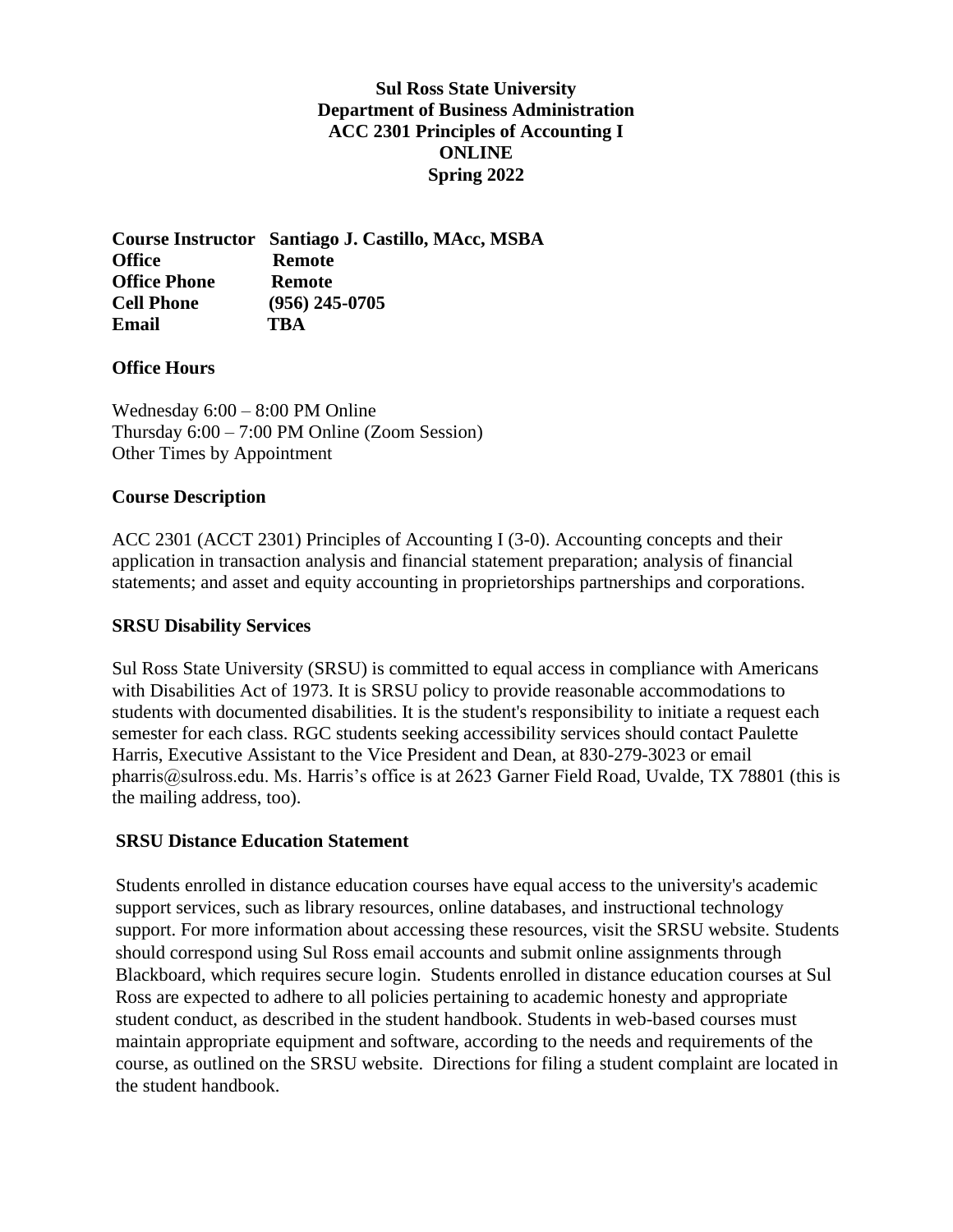**Sul Ross State University**
**Department of Business Administration**
**ACC 2301 Principles of Accounting I**
**ONLINE**
**Spring 2022**

**Course Instructor** **Santiago J. Castillo, MAcc, MSBA**
**Office** **Remote**
**Office Phone** **Remote**
**Cell Phone** **(956) 245-0705**
**Email** **TBA**

**Office Hours**

Wednesday 6:00 – 8:00 PM Online
Thursday 6:00 – 7:00 PM Online (Zoom Session)
Other Times by Appointment

**Course Description**

ACC 2301 (ACCT 2301) Principles of Accounting I (3-0). Accounting concepts and their application in transaction analysis and financial statement preparation; analysis of financial statements; and asset and equity accounting in proprietorships partnerships and corporations.

**SRSU Disability Services**

Sul Ross State University (SRSU) is committed to equal access in compliance with Americans with Disabilities Act of 1973. It is SRSU policy to provide reasonable accommodations to students with documented disabilities. It is the student's responsibility to initiate a request each semester for each class. RGC students seeking accessibility services should contact Paulette Harris, Executive Assistant to the Vice President and Dean, at 830-279-3023 or email pharris@sulross.edu. Ms. Harris's office is at 2623 Garner Field Road, Uvalde, TX 78801 (this is the mailing address, too).

**SRSU Distance Education Statement**

Students enrolled in distance education courses have equal access to the university's academic support services, such as library resources, online databases, and instructional technology support. For more information about accessing these resources, visit the SRSU website. Students should correspond using Sul Ross email accounts and submit online assignments through Blackboard, which requires secure login. Students enrolled in distance education courses at Sul Ross are expected to adhere to all policies pertaining to academic honesty and appropriate student conduct, as described in the student handbook. Students in web-based courses must maintain appropriate equipment and software, according to the needs and requirements of the course, as outlined on the SRSU website. Directions for filing a student complaint are located in the student handbook.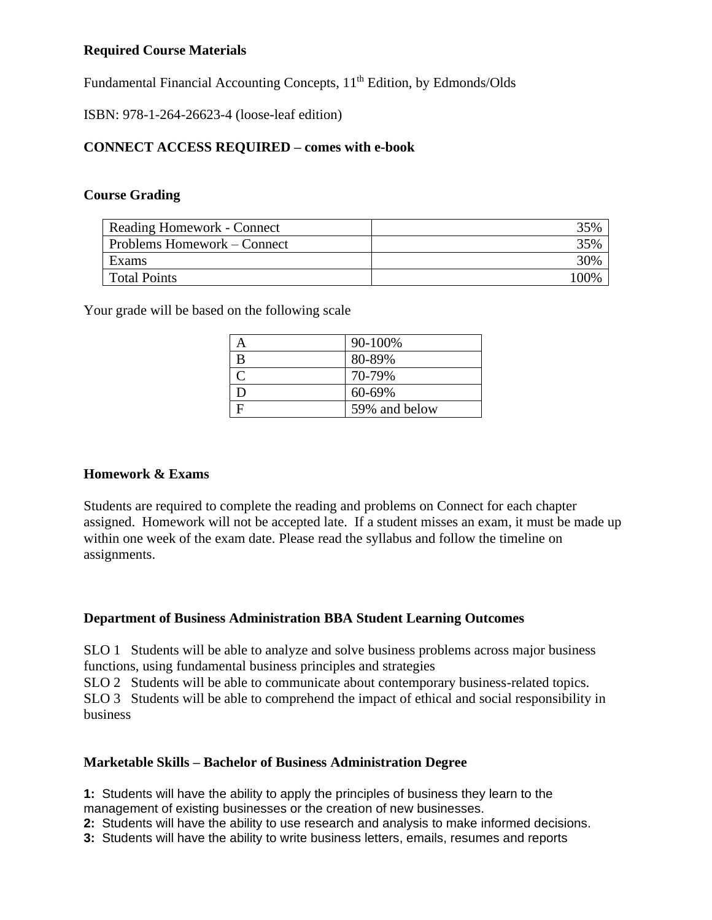## Required Course Materials

Fundamental Financial Accounting Concepts, 11th Edition, by Edmonds/Olds

ISBN: 978-1-264-26623-4 (loose-leaf edition)

**CONNECT ACCESS REQUIRED – comes with e-book**

## Course Grading

| Reading Homework - Connect | 35% |
|---|---|
| Problems Homework – Connect | 35% |
| Exams | 30% |
| Total Points | 100% |

Your grade will be based on the following scale

| A | 90-100% |
|---|---|
| B | 80-89% |
| C | 70-79% |
| D | 60-69% |
| F | 59% and below |

## Homework & Exams

Students are required to complete the reading and problems on Connect for each chapter assigned. Homework will not be accepted late. If a student misses an exam, it must be made up within one week of the exam date. Please read the syllabus and follow the timeline on assignments.

## Department of Business Administration BBA Student Learning Outcomes

SLO 1 Students will be able to analyze and solve business problems across major business functions, using fundamental business principles and strategies
SLO 2 Students will be able to communicate about contemporary business-related topics.
SLO 3 Students will be able to comprehend the impact of ethical and social responsibility in business

## Marketable Skills – Bachelor of Business Administration Degree

**1:** Students will have the ability to apply the principles of business they learn to the management of existing businesses or the creation of new businesses.
**2:** Students will have the ability to use research and analysis to make informed decisions.
**3:** Students will have the ability to write business letters, emails, resumes and reports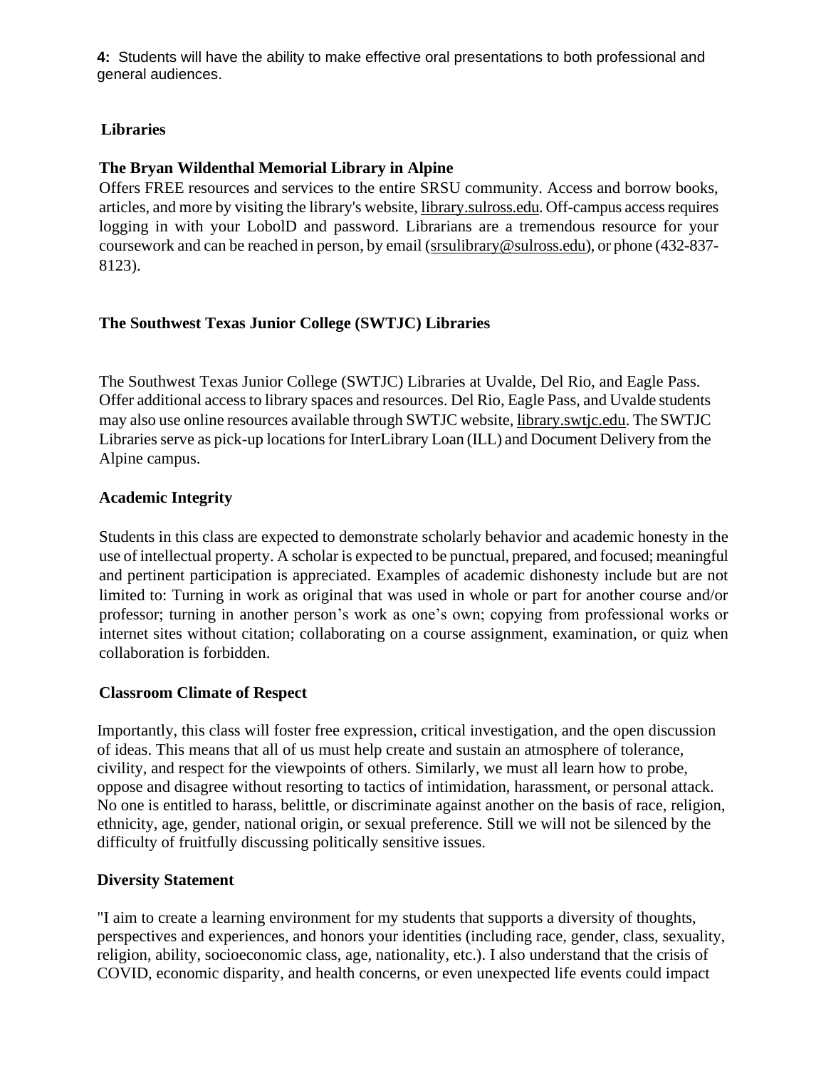**4:** Students will have the ability to make effective oral presentations to both professional and general audiences.

## Libraries

### The Bryan Wildenthal Memorial Library in Alpine

Offers FREE resources and services to the entire SRSU community. Access and borrow books, articles, and more by visiting the library's website, library.sulross.edu. Off-campus access requires logging in with your LobolD and password. Librarians are a tremendous resource for your coursework and can be reached in person, by email (srsulibrary@sulross.edu), or phone (432-837-8123).

### The Southwest Texas Junior College (SWTJC) Libraries

The Southwest Texas Junior College (SWTJC) Libraries at Uvalde, Del Rio, and Eagle Pass. Offer additional access to library spaces and resources. Del Rio, Eagle Pass, and Uvalde students may also use online resources available through SWTJC website, library.swtjc.edu. The SWTJC Libraries serve as pick-up locations for InterLibrary Loan (ILL) and Document Delivery from the Alpine campus.

## Academic Integrity

Students in this class are expected to demonstrate scholarly behavior and academic honesty in the use of intellectual property. A scholar is expected to be punctual, prepared, and focused; meaningful and pertinent participation is appreciated. Examples of academic dishonesty include but are not limited to: Turning in work as original that was used in whole or part for another course and/or professor; turning in another person's work as one's own; copying from professional works or internet sites without citation; collaborating on a course assignment, examination, or quiz when collaboration is forbidden.

## Classroom Climate of Respect

Importantly, this class will foster free expression, critical investigation, and the open discussion of ideas. This means that all of us must help create and sustain an atmosphere of tolerance, civility, and respect for the viewpoints of others. Similarly, we must all learn how to probe, oppose and disagree without resorting to tactics of intimidation, harassment, or personal attack. No one is entitled to harass, belittle, or discriminate against another on the basis of race, religion, ethnicity, age, gender, national origin, or sexual preference. Still we will not be silenced by the difficulty of fruitfully discussing politically sensitive issues.

## Diversity Statement

"I aim to create a learning environment for my students that supports a diversity of thoughts, perspectives and experiences, and honors your identities (including race, gender, class, sexuality, religion, ability, socioeconomic class, age, nationality, etc.). I also understand that the crisis of COVID, economic disparity, and health concerns, or even unexpected life events could impact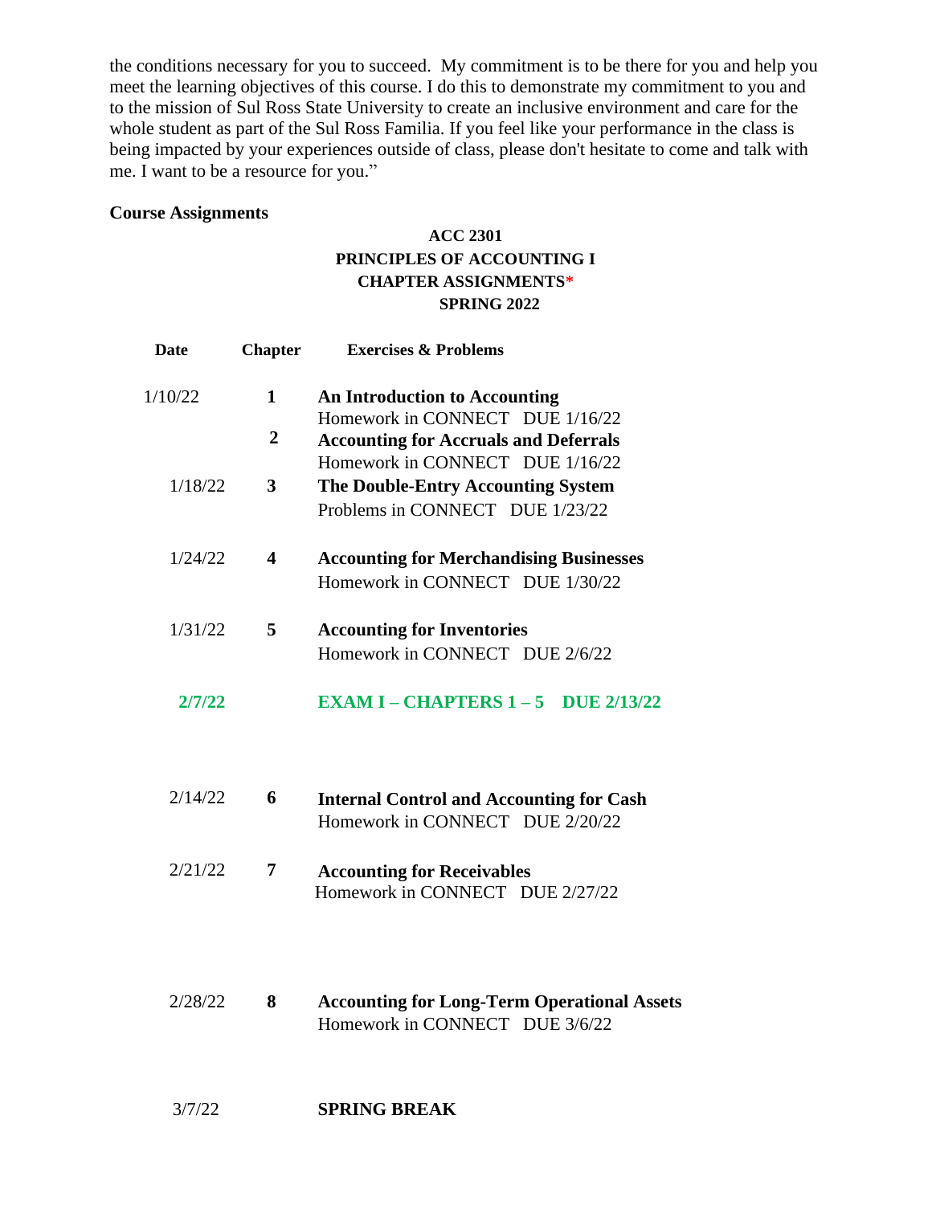the conditions necessary for you to succeed. My commitment is to be there for you and help you meet the learning objectives of this course. I do this to demonstrate my commitment to you and to the mission of Sul Ross State University to create an inclusive environment and care for the whole student as part of the Sul Ross Familia. If you feel like your performance in the class is being impacted by your experiences outside of class, please don't hesitate to come and talk with me. I want to be a resource for you."

**Course Assignments**

**ACC 2301**
**PRINCIPLES OF ACCOUNTING I**
**CHAPTER ASSIGNMENTS***
**SPRING 2022**

| Date | Chapter | Exercises & Problems |
|---|---|---|
| 1/10/22 | **1** | **An Introduction to Accounting**<br>Homework in CONNECT DUE 1/16/22 |
| | **2** | **Accounting for Accruals and Deferrals**<br>Homework in CONNECT DUE 1/16/22 |
| 1/18/22 | **3** | **The Double-Entry Accounting System**<br>Problems in CONNECT DUE 1/23/22 |
| 1/24/22 | **4** | **Accounting for Merchandising Businesses**<br>Homework in CONNECT DUE 1/30/22 |
| 1/31/22 | **5** | **Accounting for Inventories**<br>Homework in CONNECT DUE 2/6/22 |
| **2/7/22** | | **EXAM I – CHAPTERS 1 – 5 DUE 2/13/22** |
| 2/14/22 | **6** | **Internal Control and Accounting for Cash**<br>Homework in CONNECT DUE 2/20/22 |
| 2/21/22 | **7** | **Accounting for Receivables**<br>Homework in CONNECT DUE 2/27/22 |
| 2/28/22 | **8** | **Accounting for Long-Term Operational Assets**<br>Homework in CONNECT DUE 3/6/22 |
| 3/7/22 | | **SPRING BREAK** |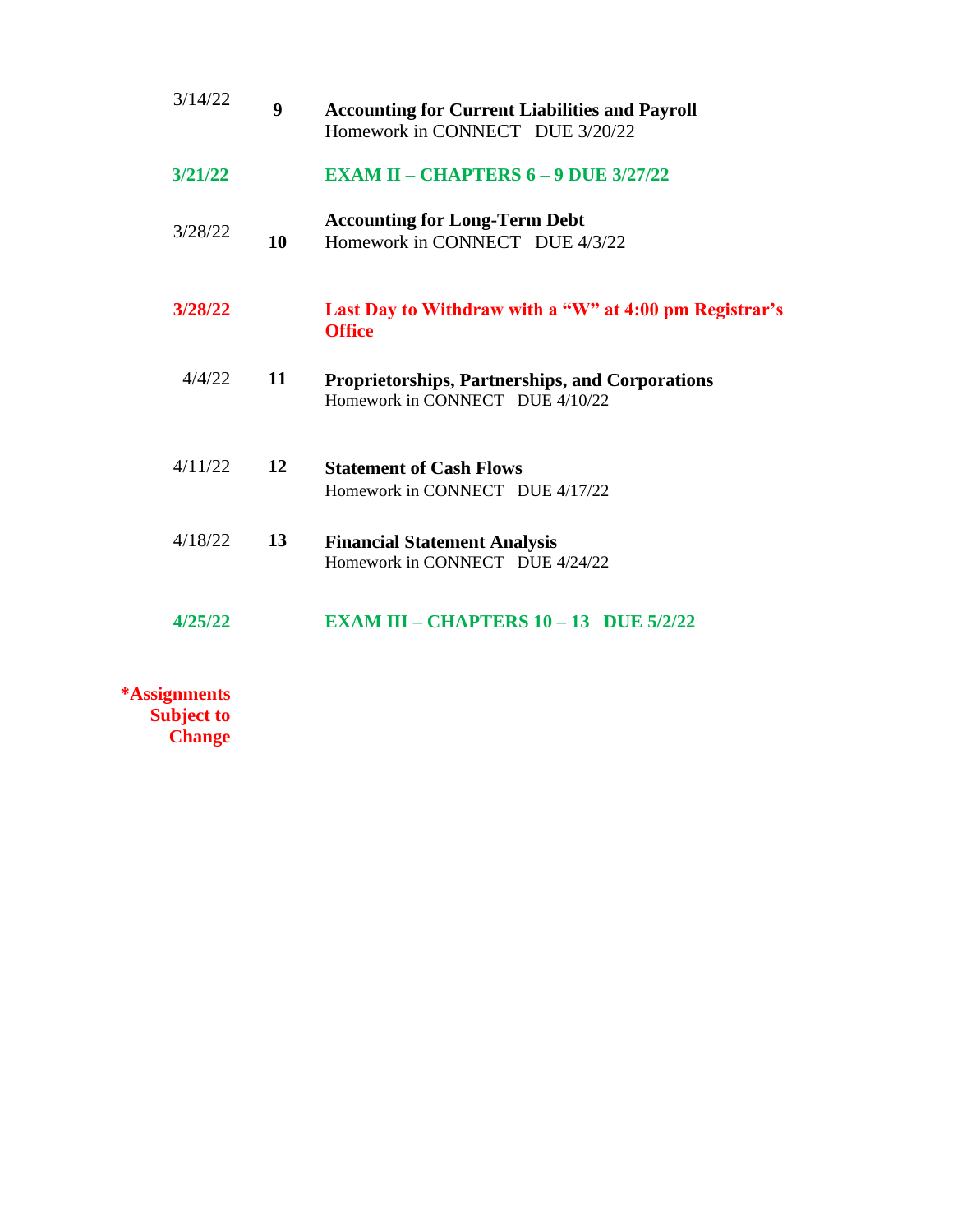| | | |
|---|---|---|
| 3/14/22 | **9** | **Accounting for Current Liabilities and Payroll**<br>Homework in CONNECT   DUE 3/20/22 |
| **3/21/22** | | **EXAM II – CHAPTERS 6 – 9 DUE 3/27/22** |
| 3/28/22 | **10** | **Accounting for Long-Term Debt**<br>Homework in CONNECT   DUE 4/3/22 |
| **3/28/22** | | **Last Day to Withdraw with a "W" at 4:00 pm Registrar's Office** |
| 4/4/22 | **11** | **Proprietorships, Partnerships, and Corporations**<br>Homework in CONNECT   DUE 4/10/22 |
| 4/11/22 | **12** | **Statement of Cash Flows**<br>Homework in CONNECT   DUE 4/17/22 |
| 4/18/22 | **13** | **Financial Statement Analysis**<br>Homework in CONNECT   DUE 4/24/22 |
| **4/25/22** | | **EXAM III – CHAPTERS 10 – 13   DUE 5/2/22** |

**\*Assignments Subject to Change**